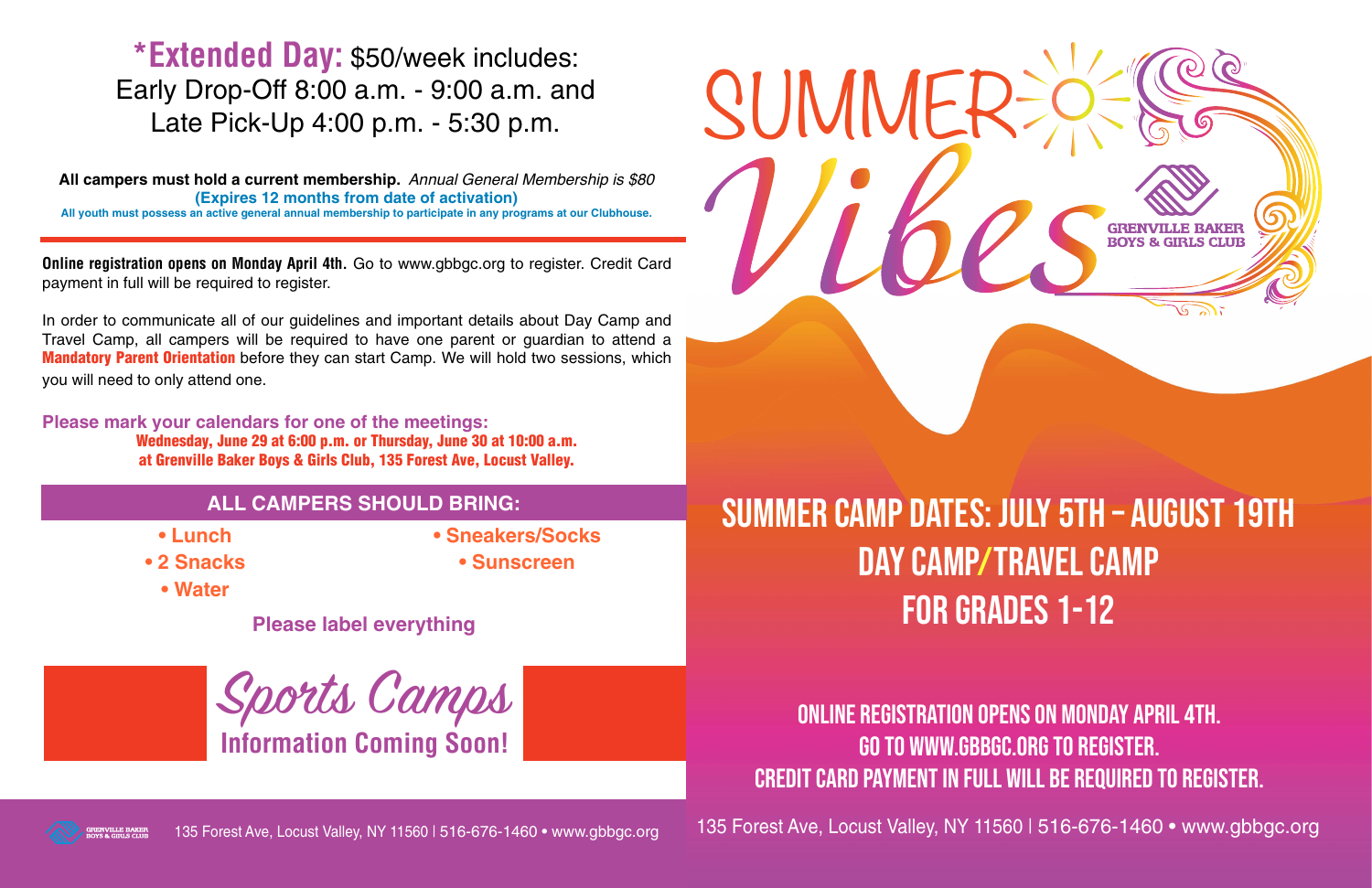## *Extended Day: $50/week includes:

Early Drop-Off 8:00 a.m. - 9:00 a.m. and Late Pick-Up 4:00 p.m. - 5:30 p.m.

**All campers must hold a current membership.** *Annual General Membership is $80*
**(Expires 12 months from date of activation)**
**All youth must possess an active general annual membership to participate in any programs at our Clubhouse.**

**Online registration opens on Monday April 4th.** Go to www.gbbgc.org to register. Credit Card payment in full will be required to register.

In order to communicate all of our guidelines and important details about Day Camp and Travel Camp, all campers will be required to have one parent or guardian to attend a **Mandatory Parent Orientation** before they can start Camp. We will hold two sessions, which you will need to only attend one.

**Please mark your calendars for one of the meetings:**
**Wednesday, June 29 at 6:00 p.m. or Thursday, June 30 at 10:00 a.m. at Grenville Baker Boys & Girls Club, 135 Forest Ave, Locust Valley.**

### ALL CAMPERS SHOULD BRING:

- Lunch
- 2 Snacks
- Water
- Sneakers/Socks
- Sunscreen

**Please label everything**

## *Sports Camps*

**Information Coming Soon!**

135 Forest Ave, Locust Valley, NY 11560 | 516-676-1460 • www.gbbgc.org

# SUMMER *Vibes*

GRENVILLE BAKER BOYS & GIRLS CLUB

## SUMMER CAMP DATES: JULY 5TH – AUGUST 19TH
## DAY CAMP/TRAVEL CAMP
## FOR GRADES 1-12

**ONLINE REGISTRATION OPENS ON MONDAY APRIL 4TH.**
**GO TO WWW.GBBGC.ORG TO REGISTER.**
**CREDIT CARD PAYMENT IN FULL WILL BE REQUIRED TO REGISTER.**

135 Forest Ave, Locust Valley, NY 11560 | 516-676-1460 • www.gbbgc.org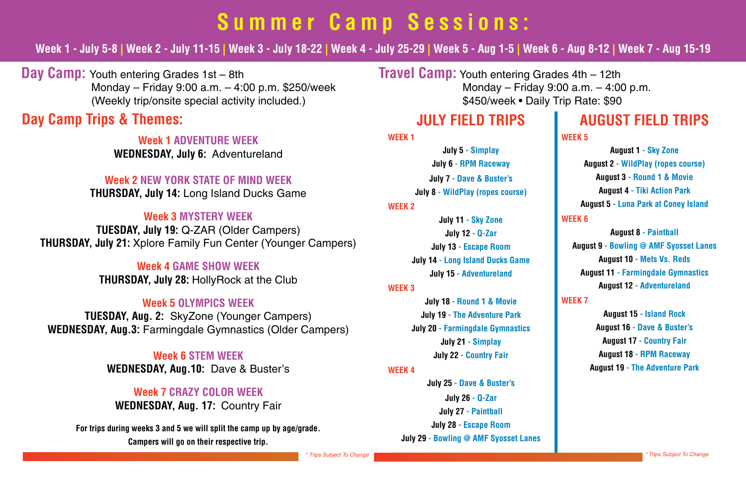# Summer Camp Sessions:

**Week 1 - July 5-8 | Week 2 - July 11-15 | Week 3 - July 18-22 | Week 4 - July 25-29 | Week 5 - Aug 1-5 | Week 6 - Aug 8-12 | Week 7 - Aug 15-19**

## Day Camp: Youth entering Grades 1st – 8th

Monday – Friday 9:00 a.m. – 4:00 p.m. $250/week
(Weekly trip/onsite special activity included.)

## Day Camp Trips & Themes:

### Week 1 ADVENTURE WEEK

**WEDNESDAY, July 6:** Adventureland

### Week 2 NEW YORK STATE OF MIND WEEK

**THURSDAY, July 14:** Long Island Ducks Game

### Week 3 MYSTERY WEEK

**TUESDAY, July 19:** Q-ZAR (Older Campers)
**THURSDAY, July 21:** Xplore Family Fun Center (Younger Campers)

### Week 4 GAME SHOW WEEK

**THURSDAY, July 28:** HollyRock at the Club

### Week 5 OLYMPICS WEEK

**TUESDAY, Aug. 2:** SkyZone (Younger Campers)
**WEDNESDAY, Aug.3:** Farmingdale Gymnastics (Older Campers)

### Week 6 STEM WEEK

**WEDNESDAY, Aug.10:** Dave & Buster's

### Week 7 CRAZY COLOR WEEK

**WEDNESDAY, Aug. 17:** Country Fair

**For trips during weeks 3 and 5 we will split the camp up by age/grade. Campers will go on their respective trip.**

*\* Trips Subject To Change*

## Travel Camp: Youth entering Grades 4th – 12th

Monday – Friday 9:00 a.m. – 4:00 p.m.
$450/week • Daily Trip Rate: $90

## JULY FIELD TRIPS

**WEEK 1**

**July 5** - Simplay
**July 6** - RPM Raceway
**July 7** - Dave & Buster's
**July 8** - WildPlay (ropes course)

**WEEK 2**

**July 11** - Sky Zone
**July 12** - Q-Zar
**July 13** - Escape Room
**July 14** - Long Island Ducks Game
**July 15** - Adventureland

**WEEK 3**

**July 18** - Round 1 & Movie
**July 19** - The Adventure Park
**July 20** - Farmingdale Gymnastics
**July 21** - Simplay
**July 22** - Country Fair

**WEEK 4**

**July 25** - Dave & Buster's
**July 26** - Q-Zar
**July 27** - Paintball
**July 28** - Escape Room
**July 29** - Bowling @ AMF Syosset Lanes

## AUGUST FIELD TRIPS

**WEEK 5**

**August 1** - Sky Zone
**August 2** - WildPlay (ropes course)
**August 3** - Round 1 & Movie
**August 4** - Tiki Action Park
**August 5** - Luna Park at Coney Island

**WEEK 6**

**August 8** - Paintball
**August 9** - Bowling @ AMF Syosset Lanes
**August 10** - Mets Vs. Reds
**August 11** - Farmingdale Gymnastics
**August 12** - Adventureland

**WEEK 7**

**August 15** - Island Rock
**August 16** - Dave & Buster's
**August 17** - Country Fair
**August 18** - RPM Raceway
**August 19** - The Adventure Park

*\* Trips Subject To Change*